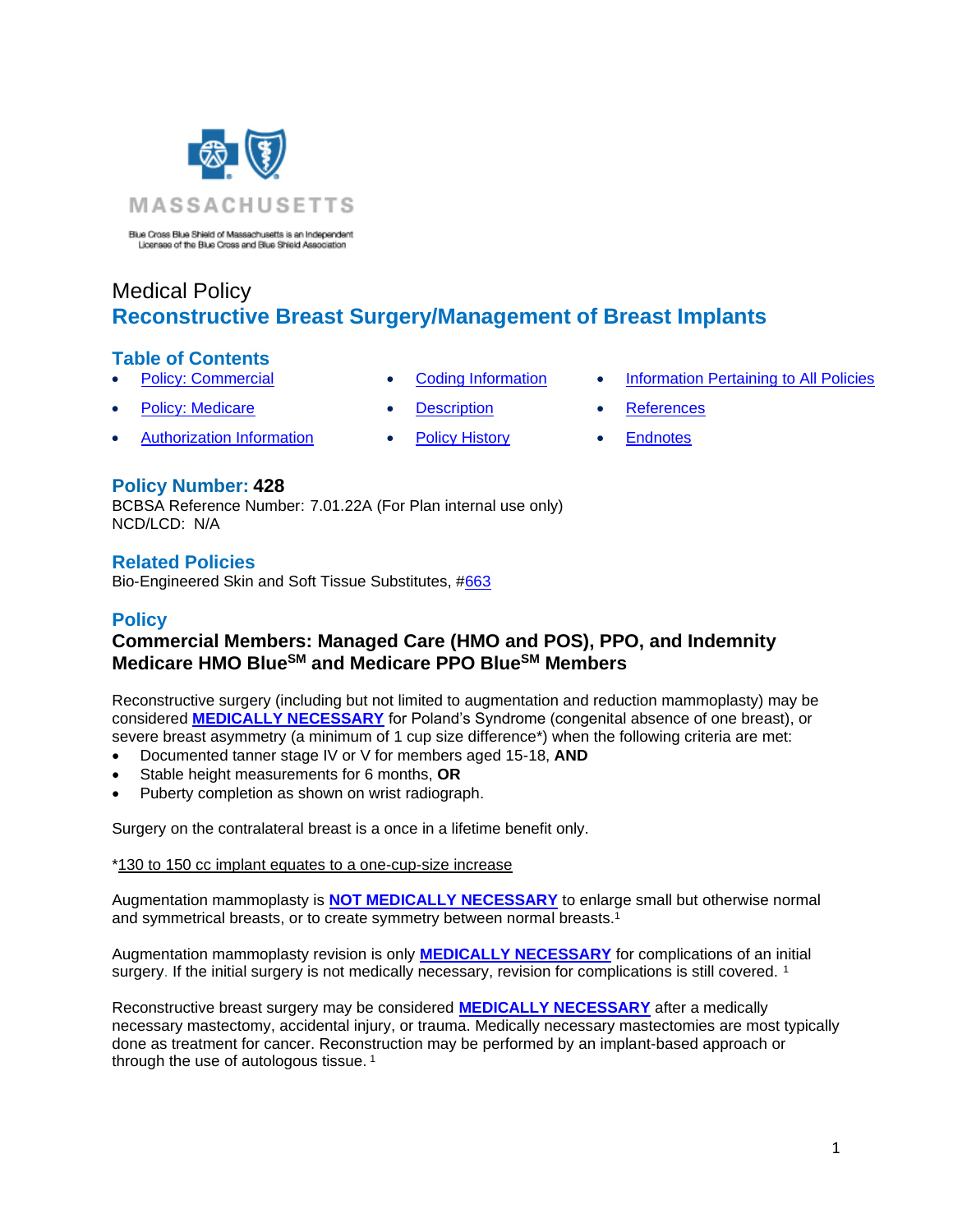MASSACHUSETTS

Blue Cross Blue Shield of Massachusetts is an Independent Licensee of the Blue Cross and Blue Shield Association

# Medical Policy
# Reconstructive Breast Surgery/Management of Breast Implants

## Table of Contents

- Policy: Commercial
- Policy: Medicare
- Authorization Information
- Coding Information
- Description
- Policy History
- Information Pertaining to All Policies
- References
- Endnotes

## Policy Number: 428

BCBSA Reference Number: 7.01.22A (For Plan internal use only)
NCD/LCD: N/A

## Related Policies

Bio-Engineered Skin and Soft Tissue Substitutes, #663

## Policy

### Commercial Members: Managed Care (HMO and POS), PPO, and Indemnity Medicare HMO Blue[SM] and Medicare PPO Blue[SM] Members

Reconstructive surgery (including but not limited to augmentation and reduction mammoplasty) may be considered **MEDICALLY NECESSARY** for Poland's Syndrome (congenital absence of one breast), or severe breast asymmetry (a minimum of 1 cup size difference*) when the following criteria are met:

- Documented tanner stage IV or V for members aged 15-18, **AND**
- Stable height measurements for 6 months, **OR**
- Puberty completion as shown on wrist radiograph.

Surgery on the contralateral breast is a once in a lifetime benefit only.

*130 to 150 cc implant equates to a one-cup-size increase

Augmentation mammoplasty is **NOT MEDICALLY NECESSARY** to enlarge small but otherwise normal and symmetrical breasts, or to create symmetry between normal breasts.[1]

Augmentation mammoplasty revision is only **MEDICALLY NECESSARY** for complications of an initial surgery. If the initial surgery is not medically necessary, revision for complications is still covered. [1]

Reconstructive breast surgery may be considered **MEDICALLY NECESSARY** after a medically necessary mastectomy, accidental injury, or trauma. Medically necessary mastectomies are most typically done as treatment for cancer. Reconstruction may be performed by an implant-based approach or through the use of autologous tissue. [1]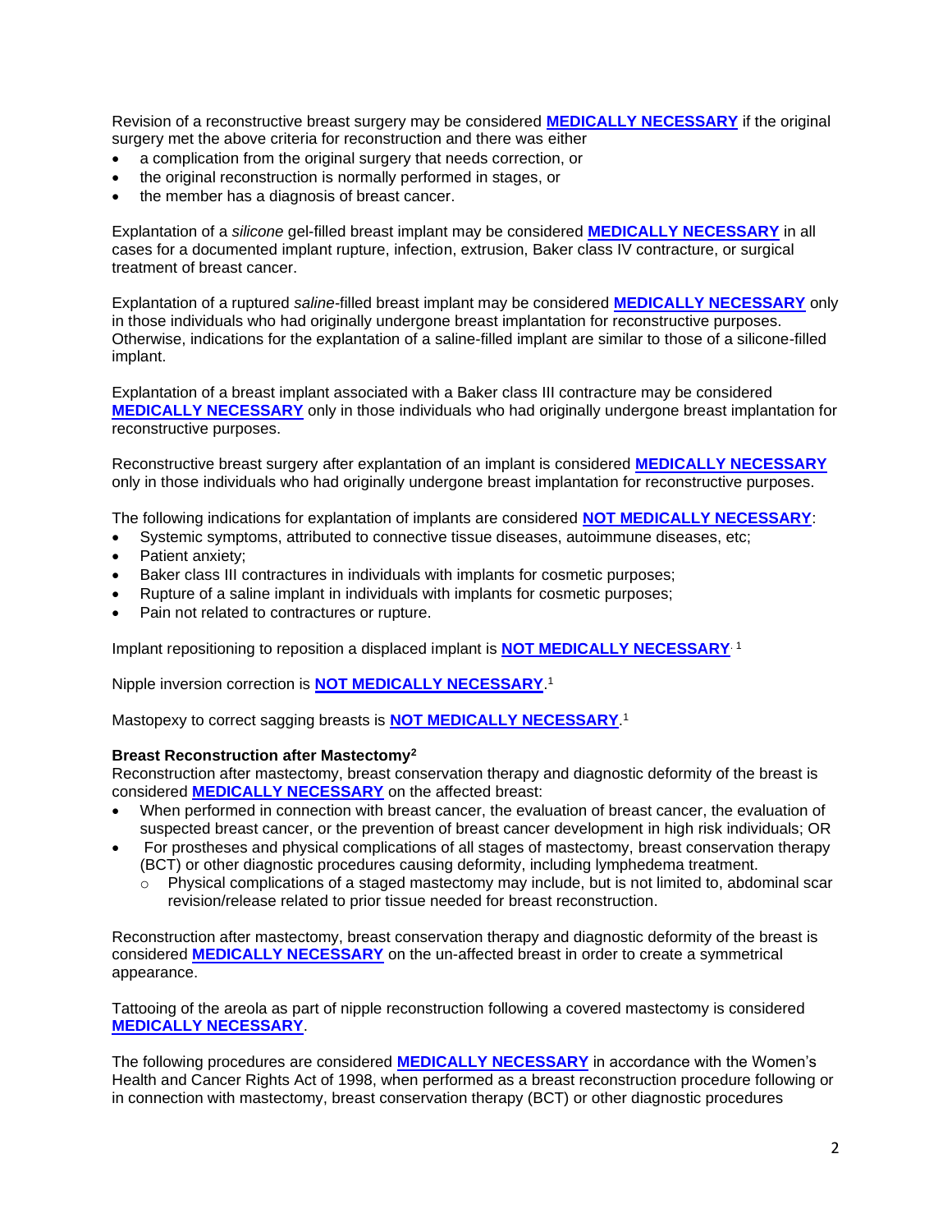Revision of a reconstructive breast surgery may be considered **MEDICALLY NECESSARY** if the original surgery met the above criteria for reconstruction and there was either

- a complication from the original surgery that needs correction, or
- the original reconstruction is normally performed in stages, or
- the member has a diagnosis of breast cancer.

Explantation of a *silicone* gel-filled breast implant may be considered **MEDICALLY NECESSARY** in all cases for a documented implant rupture, infection, extrusion, Baker class IV contracture, or surgical treatment of breast cancer.

Explantation of a ruptured *saline*-filled breast implant may be considered **MEDICALLY NECESSARY** only in those individuals who had originally undergone breast implantation for reconstructive purposes. Otherwise, indications for the explantation of a saline-filled implant are similar to those of a silicone-filled implant.

Explantation of a breast implant associated with a Baker class III contracture may be considered **MEDICALLY NECESSARY** only in those individuals who had originally undergone breast implantation for reconstructive purposes.

Reconstructive breast surgery after explantation of an implant is considered **MEDICALLY NECESSARY** only in those individuals who had originally undergone breast implantation for reconstructive purposes.

The following indications for explantation of implants are considered **NOT MEDICALLY NECESSARY**:

- Systemic symptoms, attributed to connective tissue diseases, autoimmune diseases, etc;
- Patient anxiety;
- Baker class III contractures in individuals with implants for cosmetic purposes;
- Rupture of a saline implant in individuals with implants for cosmetic purposes;
- Pain not related to contractures or rupture.

Implant repositioning to reposition a displaced implant is **NOT MEDICALLY NECESSARY**.[1]

Nipple inversion correction is **NOT MEDICALLY NECESSARY**.[1]

Mastopexy to correct sagging breasts is **NOT MEDICALLY NECESSARY**.[1]

**Breast Reconstruction after Mastectomy[2]**

Reconstruction after mastectomy, breast conservation therapy and diagnostic deformity of the breast is considered **MEDICALLY NECESSARY** on the affected breast:

- When performed in connection with breast cancer, the evaluation of breast cancer, the evaluation of suspected breast cancer, or the prevention of breast cancer development in high risk individuals; OR
- For prostheses and physical complications of all stages of mastectomy, breast conservation therapy (BCT) or other diagnostic procedures causing deformity, including lymphedema treatment.
  - Physical complications of a staged mastectomy may include, but is not limited to, abdominal scar revision/release related to prior tissue needed for breast reconstruction.

Reconstruction after mastectomy, breast conservation therapy and diagnostic deformity of the breast is considered **MEDICALLY NECESSARY** on the un-affected breast in order to create a symmetrical appearance.

Tattooing of the areola as part of nipple reconstruction following a covered mastectomy is considered **MEDICALLY NECESSARY**.

The following procedures are considered **MEDICALLY NECESSARY** in accordance with the Women's Health and Cancer Rights Act of 1998, when performed as a breast reconstruction procedure following or in connection with mastectomy, breast conservation therapy (BCT) or other diagnostic procedures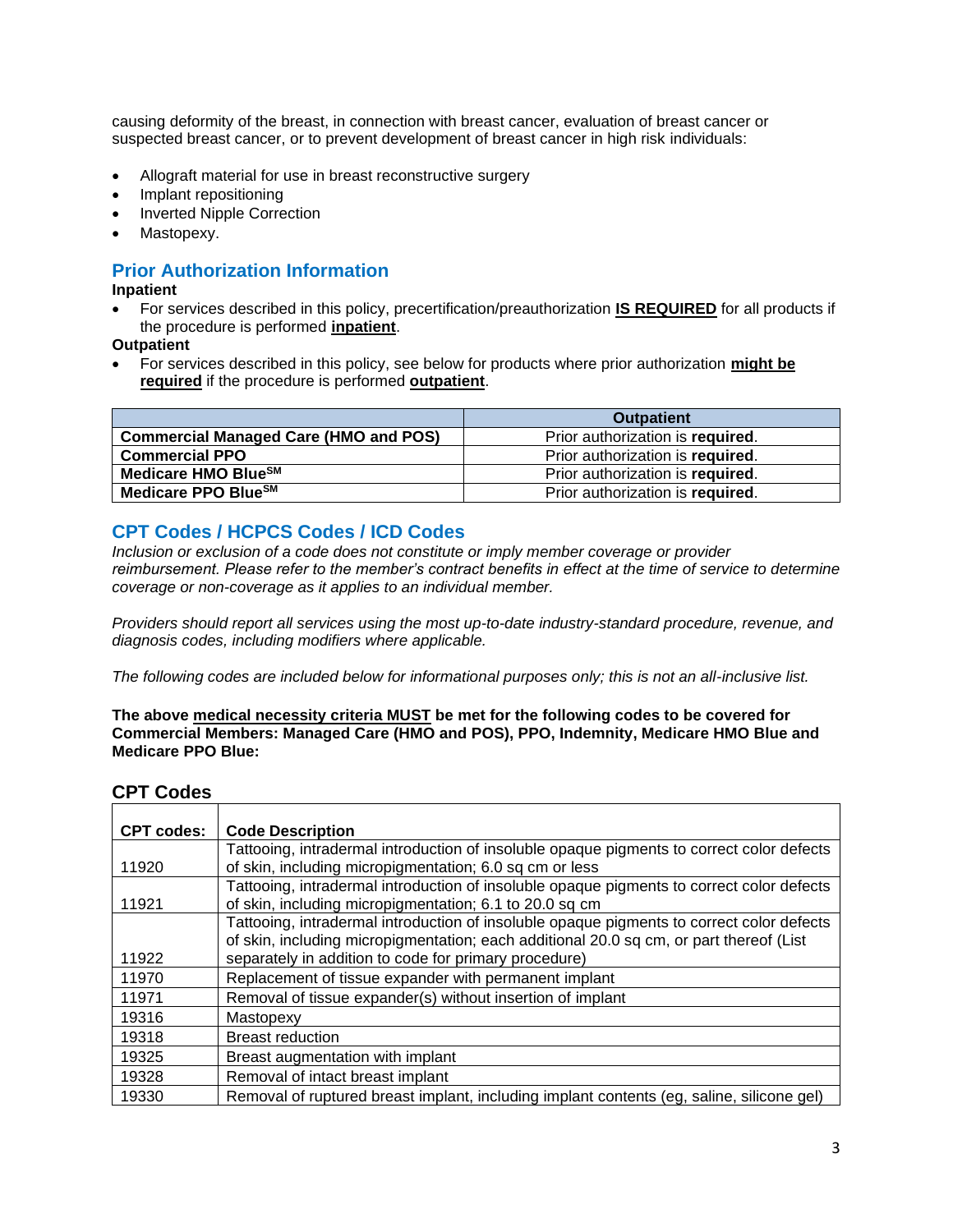causing deformity of the breast, in connection with breast cancer, evaluation of breast cancer or suspected breast cancer, or to prevent development of breast cancer in high risk individuals:

- Allograft material for use in breast reconstructive surgery
- Implant repositioning
- Inverted Nipple Correction
- Mastopexy.

## Prior Authorization Information

**Inpatient**

- For services described in this policy, precertification/preauthorization **IS REQUIRED** for all products if the procedure is performed **inpatient**.

**Outpatient**

- For services described in this policy, see below for products where prior authorization **might be required** if the procedure is performed **outpatient**.

| | Outpatient |
|---|---|
| **Commercial Managed Care (HMO and POS)** | Prior authorization is **required**. |
| **Commercial PPO** | Prior authorization is **required**. |
| **Medicare HMO Blue[SM]** | Prior authorization is **required**. |
| **Medicare PPO Blue[SM]** | Prior authorization is **required**. |

## CPT Codes / HCPCS Codes / ICD Codes

*Inclusion or exclusion of a code does not constitute or imply member coverage or provider reimbursement. Please refer to the member's contract benefits in effect at the time of service to determine coverage or non-coverage as it applies to an individual member.*

*Providers should report all services using the most up-to-date industry-standard procedure, revenue, and diagnosis codes, including modifiers where applicable.*

*The following codes are included below for informational purposes only; this is not an all-inclusive list.*

**The above medical necessity criteria MUST be met for the following codes to be covered for Commercial Members: Managed Care (HMO and POS), PPO, Indemnity, Medicare HMO Blue and Medicare PPO Blue:**

### CPT Codes

| CPT codes: | Code Description |
|---|---|
| 11920 | Tattooing, intradermal introduction of insoluble opaque pigments to correct color defects of skin, including micropigmentation; 6.0 sq cm or less |
| 11921 | Tattooing, intradermal introduction of insoluble opaque pigments to correct color defects of skin, including micropigmentation; 6.1 to 20.0 sq cm |
| 11922 | Tattooing, intradermal introduction of insoluble opaque pigments to correct color defects of skin, including micropigmentation; each additional 20.0 sq cm, or part thereof (List separately in addition to code for primary procedure) |
| 11970 | Replacement of tissue expander with permanent implant |
| 11971 | Removal of tissue expander(s) without insertion of implant |
| 19316 | Mastopexy |
| 19318 | Breast reduction |
| 19325 | Breast augmentation with implant |
| 19328 | Removal of intact breast implant |
| 19330 | Removal of ruptured breast implant, including implant contents (eg, saline, silicone gel) |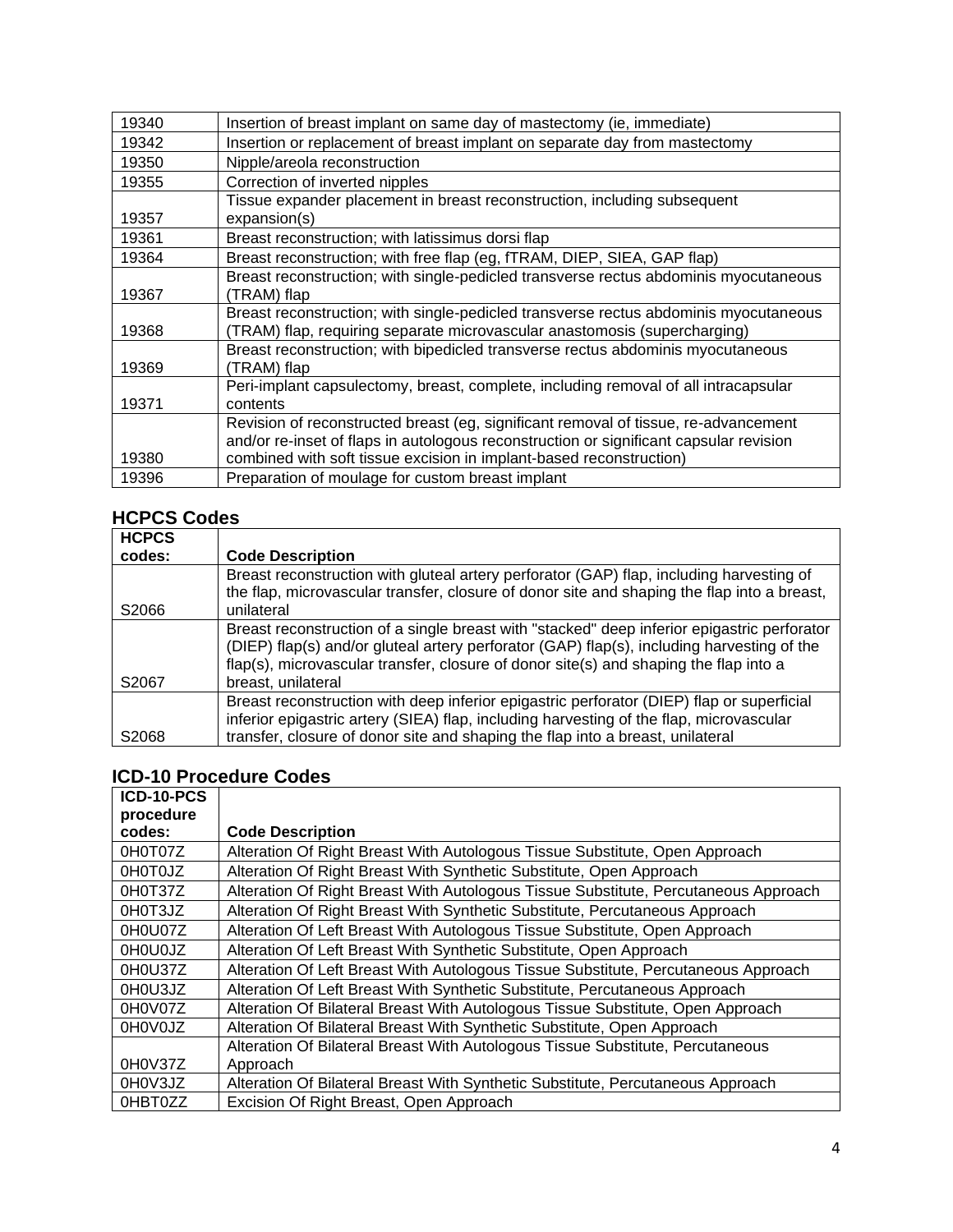| 19340 | Insertion of breast implant on same day of mastectomy (ie, immediate) |
|---|---|
| 19342 | Insertion or replacement of breast implant on separate day from mastectomy |
| 19350 | Nipple/areola reconstruction |
| 19355 | Correction of inverted nipples |
| 19357 | Tissue expander placement in breast reconstruction, including subsequent expansion(s) |
| 19361 | Breast reconstruction; with latissimus dorsi flap |
| 19364 | Breast reconstruction; with free flap (eg, fTRAM, DIEP, SIEA, GAP flap) |
| 19367 | Breast reconstruction; with single-pedicled transverse rectus abdominis myocutaneous (TRAM) flap |
| 19368 | Breast reconstruction; with single-pedicled transverse rectus abdominis myocutaneous (TRAM) flap, requiring separate microvascular anastomosis (supercharging) |
| 19369 | Breast reconstruction; with bipedicled transverse rectus abdominis myocutaneous (TRAM) flap |
| 19371 | Peri-implant capsulectomy, breast, complete, including removal of all intracapsular contents |
| 19380 | Revision of reconstructed breast (eg, significant removal of tissue, re-advancement and/or re-inset of flaps in autologous reconstruction or significant capsular revision combined with soft tissue excision in implant-based reconstruction) |
| 19396 | Preparation of moulage for custom breast implant |

## HCPCS Codes

| HCPCS codes: | Code Description |
|---|---|
| S2066 | Breast reconstruction with gluteal artery perforator (GAP) flap, including harvesting of the flap, microvascular transfer, closure of donor site and shaping the flap into a breast, unilateral |
| S2067 | Breast reconstruction of a single breast with "stacked" deep inferior epigastric perforator (DIEP) flap(s) and/or gluteal artery perforator (GAP) flap(s), including harvesting of the flap(s), microvascular transfer, closure of donor site(s) and shaping the flap into a breast, unilateral |
| S2068 | Breast reconstruction with deep inferior epigastric perforator (DIEP) flap or superficial inferior epigastric artery (SIEA) flap, including harvesting of the flap, microvascular transfer, closure of donor site and shaping the flap into a breast, unilateral |

## ICD-10 Procedure Codes

| ICD-10-PCS procedure codes: | Code Description |
|---|---|
| 0H0T07Z | Alteration Of Right Breast With Autologous Tissue Substitute, Open Approach |
| 0H0T0JZ | Alteration Of Right Breast With Synthetic Substitute, Open Approach |
| 0H0T37Z | Alteration Of Right Breast With Autologous Tissue Substitute, Percutaneous Approach |
| 0H0T3JZ | Alteration Of Right Breast With Synthetic Substitute, Percutaneous Approach |
| 0H0U07Z | Alteration Of Left Breast With Autologous Tissue Substitute, Open Approach |
| 0H0U0JZ | Alteration Of Left Breast With Synthetic Substitute, Open Approach |
| 0H0U37Z | Alteration Of Left Breast With Autologous Tissue Substitute, Percutaneous Approach |
| 0H0U3JZ | Alteration Of Left Breast With Synthetic Substitute, Percutaneous Approach |
| 0H0V07Z | Alteration Of Bilateral Breast With Autologous Tissue Substitute, Open Approach |
| 0H0V0JZ | Alteration Of Bilateral Breast With Synthetic Substitute, Open Approach |
| 0H0V37Z | Alteration Of Bilateral Breast With Autologous Tissue Substitute, Percutaneous Approach |
| 0H0V3JZ | Alteration Of Bilateral Breast With Synthetic Substitute, Percutaneous Approach |
| 0HBT0ZZ | Excision Of Right Breast, Open Approach |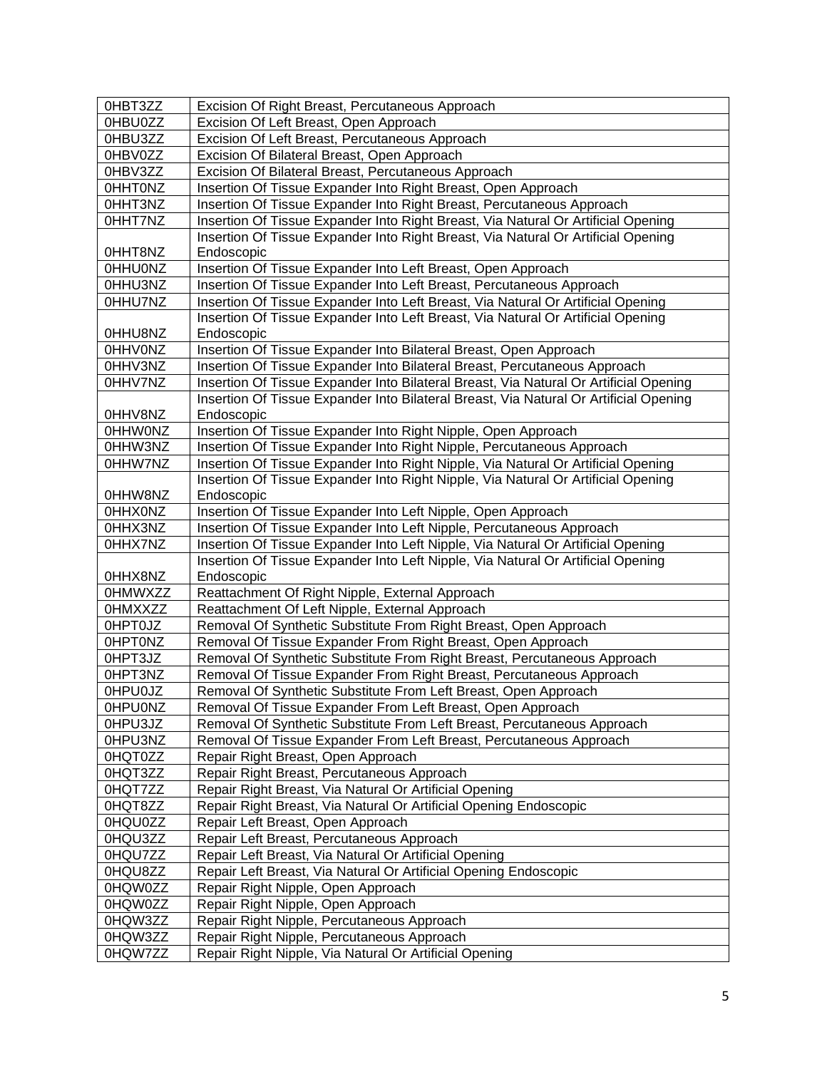| 0HBT3ZZ | Excision Of Right Breast, Percutaneous Approach |
|---|---|
| 0HBU0ZZ | Excision Of Left Breast, Open Approach |
| 0HBU3ZZ | Excision Of Left Breast, Percutaneous Approach |
| 0HBV0ZZ | Excision Of Bilateral Breast, Open Approach |
| 0HBV3ZZ | Excision Of Bilateral Breast, Percutaneous Approach |
| 0HHT0NZ | Insertion Of Tissue Expander Into Right Breast, Open Approach |
| 0HHT3NZ | Insertion Of Tissue Expander Into Right Breast, Percutaneous Approach |
| 0HHT7NZ | Insertion Of Tissue Expander Into Right Breast, Via Natural Or Artificial Opening |
| 0HHT8NZ | Insertion Of Tissue Expander Into Right Breast, Via Natural Or Artificial Opening Endoscopic |
| 0HHU0NZ | Insertion Of Tissue Expander Into Left Breast, Open Approach |
| 0HHU3NZ | Insertion Of Tissue Expander Into Left Breast, Percutaneous Approach |
| 0HHU7NZ | Insertion Of Tissue Expander Into Left Breast, Via Natural Or Artificial Opening |
| 0HHU8NZ | Insertion Of Tissue Expander Into Left Breast, Via Natural Or Artificial Opening Endoscopic |
| 0HHV0NZ | Insertion Of Tissue Expander Into Bilateral Breast, Open Approach |
| 0HHV3NZ | Insertion Of Tissue Expander Into Bilateral Breast, Percutaneous Approach |
| 0HHV7NZ | Insertion Of Tissue Expander Into Bilateral Breast, Via Natural Or Artificial Opening |
| 0HHV8NZ | Insertion Of Tissue Expander Into Bilateral Breast, Via Natural Or Artificial Opening Endoscopic |
| 0HHW0NZ | Insertion Of Tissue Expander Into Right Nipple, Open Approach |
| 0HHW3NZ | Insertion Of Tissue Expander Into Right Nipple, Percutaneous Approach |
| 0HHW7NZ | Insertion Of Tissue Expander Into Right Nipple, Via Natural Or Artificial Opening |
| 0HHW8NZ | Insertion Of Tissue Expander Into Right Nipple, Via Natural Or Artificial Opening Endoscopic |
| 0HHX0NZ | Insertion Of Tissue Expander Into Left Nipple, Open Approach |
| 0HHX3NZ | Insertion Of Tissue Expander Into Left Nipple, Percutaneous Approach |
| 0HHX7NZ | Insertion Of Tissue Expander Into Left Nipple, Via Natural Or Artificial Opening |
| 0HHX8NZ | Insertion Of Tissue Expander Into Left Nipple, Via Natural Or Artificial Opening Endoscopic |
| 0HMWXZZ | Reattachment Of Right Nipple, External Approach |
| 0HMXXZZ | Reattachment Of Left Nipple, External Approach |
| 0HPT0JZ | Removal Of Synthetic Substitute From Right Breast, Open Approach |
| 0HPT0NZ | Removal Of Tissue Expander From Right Breast, Open Approach |
| 0HPT3JZ | Removal Of Synthetic Substitute From Right Breast, Percutaneous Approach |
| 0HPT3NZ | Removal Of Tissue Expander From Right Breast, Percutaneous Approach |
| 0HPU0JZ | Removal Of Synthetic Substitute From Left Breast, Open Approach |
| 0HPU0NZ | Removal Of Tissue Expander From Left Breast, Open Approach |
| 0HPU3JZ | Removal Of Synthetic Substitute From Left Breast, Percutaneous Approach |
| 0HPU3NZ | Removal Of Tissue Expander From Left Breast, Percutaneous Approach |
| 0HQT0ZZ | Repair Right Breast, Open Approach |
| 0HQT3ZZ | Repair Right Breast, Percutaneous Approach |
| 0HQT7ZZ | Repair Right Breast, Via Natural Or Artificial Opening |
| 0HQT8ZZ | Repair Right Breast, Via Natural Or Artificial Opening Endoscopic |
| 0HQU0ZZ | Repair Left Breast, Open Approach |
| 0HQU3ZZ | Repair Left Breast, Percutaneous Approach |
| 0HQU7ZZ | Repair Left Breast, Via Natural Or Artificial Opening |
| 0HQU8ZZ | Repair Left Breast, Via Natural Or Artificial Opening Endoscopic |
| 0HQW0ZZ | Repair Right Nipple, Open Approach |
| 0HQW0ZZ | Repair Right Nipple, Open Approach |
| 0HQW3ZZ | Repair Right Nipple, Percutaneous Approach |
| 0HQW3ZZ | Repair Right Nipple, Percutaneous Approach |
| 0HQW7ZZ | Repair Right Nipple, Via Natural Or Artificial Opening |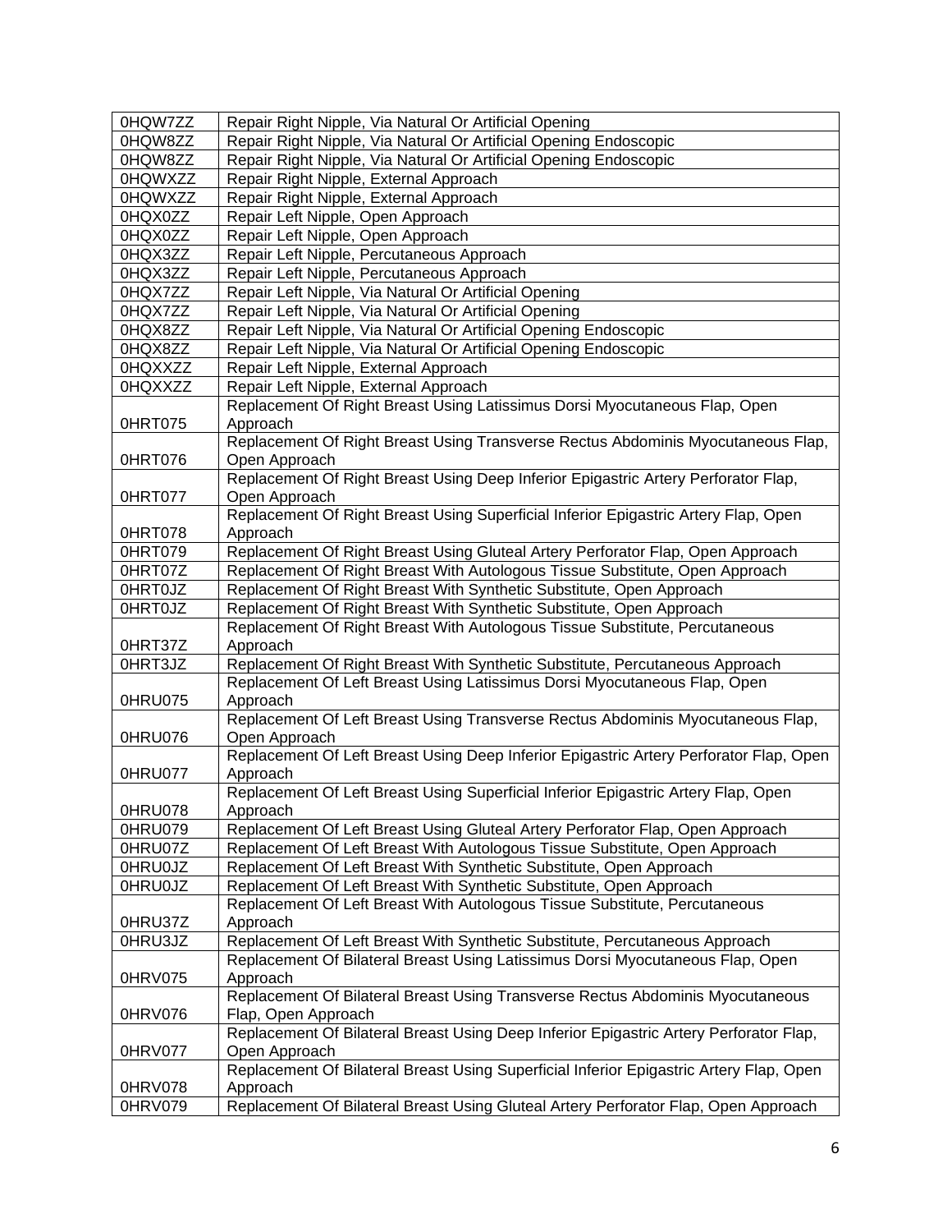| | |
|---|---|
| 0HQW7ZZ | Repair Right Nipple, Via Natural Or Artificial Opening |
| 0HQW8ZZ | Repair Right Nipple, Via Natural Or Artificial Opening Endoscopic |
| 0HQW8ZZ | Repair Right Nipple, Via Natural Or Artificial Opening Endoscopic |
| 0HQWXZZ | Repair Right Nipple, External Approach |
| 0HQWXZZ | Repair Right Nipple, External Approach |
| 0HQX0ZZ | Repair Left Nipple, Open Approach |
| 0HQX0ZZ | Repair Left Nipple, Open Approach |
| 0HQX3ZZ | Repair Left Nipple, Percutaneous Approach |
| 0HQX3ZZ | Repair Left Nipple, Percutaneous Approach |
| 0HQX7ZZ | Repair Left Nipple, Via Natural Or Artificial Opening |
| 0HQX7ZZ | Repair Left Nipple, Via Natural Or Artificial Opening |
| 0HQX8ZZ | Repair Left Nipple, Via Natural Or Artificial Opening Endoscopic |
| 0HQX8ZZ | Repair Left Nipple, Via Natural Or Artificial Opening Endoscopic |
| 0HQXXZZ | Repair Left Nipple, External Approach |
| 0HQXXZZ | Repair Left Nipple, External Approach |
| 0HRT075 | Replacement Of Right Breast Using Latissimus Dorsi Myocutaneous Flap, Open Approach |
| 0HRT076 | Replacement Of Right Breast Using Transverse Rectus Abdominis Myocutaneous Flap, Open Approach |
| 0HRT077 | Replacement Of Right Breast Using Deep Inferior Epigastric Artery Perforator Flap, Open Approach |
| 0HRT078 | Replacement Of Right Breast Using Superficial Inferior Epigastric Artery Flap, Open Approach |
| 0HRT079 | Replacement Of Right Breast Using Gluteal Artery Perforator Flap, Open Approach |
| 0HRT07Z | Replacement Of Right Breast With Autologous Tissue Substitute, Open Approach |
| 0HRT0JZ | Replacement Of Right Breast With Synthetic Substitute, Open Approach |
| 0HRT0JZ | Replacement Of Right Breast With Synthetic Substitute, Open Approach |
| 0HRT37Z | Replacement Of Right Breast With Autologous Tissue Substitute, Percutaneous Approach |
| 0HRT3JZ | Replacement Of Right Breast With Synthetic Substitute, Percutaneous Approach |
| 0HRU075 | Replacement Of Left Breast Using Latissimus Dorsi Myocutaneous Flap, Open Approach |
| 0HRU076 | Replacement Of Left Breast Using Transverse Rectus Abdominis Myocutaneous Flap, Open Approach |
| 0HRU077 | Replacement Of Left Breast Using Deep Inferior Epigastric Artery Perforator Flap, Open Approach |
| 0HRU078 | Replacement Of Left Breast Using Superficial Inferior Epigastric Artery Flap, Open Approach |
| 0HRU079 | Replacement Of Left Breast Using Gluteal Artery Perforator Flap, Open Approach |
| 0HRU07Z | Replacement Of Left Breast With Autologous Tissue Substitute, Open Approach |
| 0HRU0JZ | Replacement Of Left Breast With Synthetic Substitute, Open Approach |
| 0HRU0JZ | Replacement Of Left Breast With Synthetic Substitute, Open Approach |
| 0HRU37Z | Replacement Of Left Breast With Autologous Tissue Substitute, Percutaneous Approach |
| 0HRU3JZ | Replacement Of Left Breast With Synthetic Substitute, Percutaneous Approach |
| 0HRV075 | Replacement Of Bilateral Breast Using Latissimus Dorsi Myocutaneous Flap, Open Approach |
| 0HRV076 | Replacement Of Bilateral Breast Using Transverse Rectus Abdominis Myocutaneous Flap, Open Approach |
| 0HRV077 | Replacement Of Bilateral Breast Using Deep Inferior Epigastric Artery Perforator Flap, Open Approach |
| 0HRV078 | Replacement Of Bilateral Breast Using Superficial Inferior Epigastric Artery Flap, Open Approach |
| 0HRV079 | Replacement Of Bilateral Breast Using Gluteal Artery Perforator Flap, Open Approach |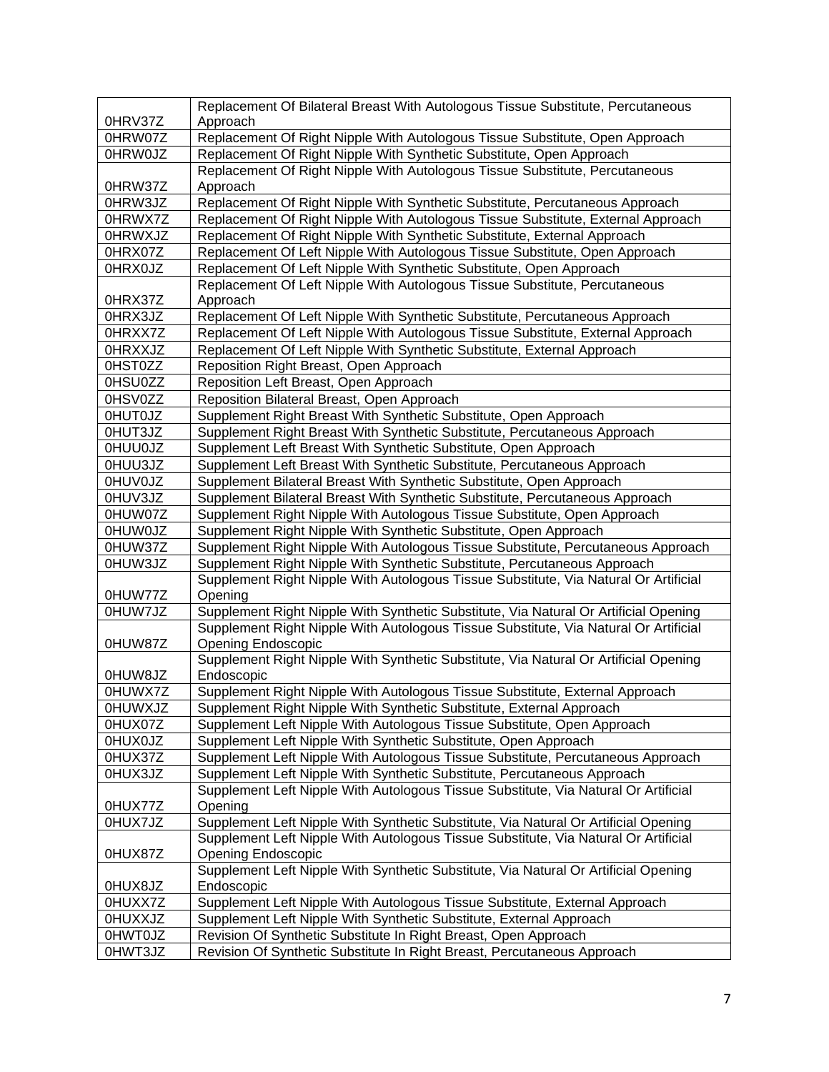| | |
|---|---|
| 0HRV37Z | Replacement Of Bilateral Breast With Autologous Tissue Substitute, Percutaneous Approach |
| 0HRW07Z | Replacement Of Right Nipple With Autologous Tissue Substitute, Open Approach |
| 0HRW0JZ | Replacement Of Right Nipple With Synthetic Substitute, Open Approach |
| 0HRW37Z | Replacement Of Right Nipple With Autologous Tissue Substitute, Percutaneous Approach |
| 0HRW3JZ | Replacement Of Right Nipple With Synthetic Substitute, Percutaneous Approach |
| 0HRWX7Z | Replacement Of Right Nipple With Autologous Tissue Substitute, External Approach |
| 0HRWXJZ | Replacement Of Right Nipple With Synthetic Substitute, External Approach |
| 0HRX07Z | Replacement Of Left Nipple With Autologous Tissue Substitute, Open Approach |
| 0HRX0JZ | Replacement Of Left Nipple With Synthetic Substitute, Open Approach |
| 0HRX37Z | Replacement Of Left Nipple With Autologous Tissue Substitute, Percutaneous Approach |
| 0HRX3JZ | Replacement Of Left Nipple With Synthetic Substitute, Percutaneous Approach |
| 0HRXX7Z | Replacement Of Left Nipple With Autologous Tissue Substitute, External Approach |
| 0HRXXJZ | Replacement Of Left Nipple With Synthetic Substitute, External Approach |
| 0HST0ZZ | Reposition Right Breast, Open Approach |
| 0HSU0ZZ | Reposition Left Breast, Open Approach |
| 0HSV0ZZ | Reposition Bilateral Breast, Open Approach |
| 0HUT0JZ | Supplement Right Breast With Synthetic Substitute, Open Approach |
| 0HUT3JZ | Supplement Right Breast With Synthetic Substitute, Percutaneous Approach |
| 0HUU0JZ | Supplement Left Breast With Synthetic Substitute, Open Approach |
| 0HUU3JZ | Supplement Left Breast With Synthetic Substitute, Percutaneous Approach |
| 0HUV0JZ | Supplement Bilateral Breast With Synthetic Substitute, Open Approach |
| 0HUV3JZ | Supplement Bilateral Breast With Synthetic Substitute, Percutaneous Approach |
| 0HUW07Z | Supplement Right Nipple With Autologous Tissue Substitute, Open Approach |
| 0HUW0JZ | Supplement Right Nipple With Synthetic Substitute, Open Approach |
| 0HUW37Z | Supplement Right Nipple With Autologous Tissue Substitute, Percutaneous Approach |
| 0HUW3JZ | Supplement Right Nipple With Synthetic Substitute, Percutaneous Approach |
| 0HUW77Z | Supplement Right Nipple With Autologous Tissue Substitute, Via Natural Or Artificial Opening |
| 0HUW7JZ | Supplement Right Nipple With Synthetic Substitute, Via Natural Or Artificial Opening |
| 0HUW87Z | Supplement Right Nipple With Autologous Tissue Substitute, Via Natural Or Artificial Opening Endoscopic |
| 0HUW8JZ | Supplement Right Nipple With Synthetic Substitute, Via Natural Or Artificial Opening Endoscopic |
| 0HUWX7Z | Supplement Right Nipple With Autologous Tissue Substitute, External Approach |
| 0HUWXJZ | Supplement Right Nipple With Synthetic Substitute, External Approach |
| 0HUX07Z | Supplement Left Nipple With Autologous Tissue Substitute, Open Approach |
| 0HUX0JZ | Supplement Left Nipple With Synthetic Substitute, Open Approach |
| 0HUX37Z | Supplement Left Nipple With Autologous Tissue Substitute, Percutaneous Approach |
| 0HUX3JZ | Supplement Left Nipple With Synthetic Substitute, Percutaneous Approach |
| 0HUX77Z | Supplement Left Nipple With Autologous Tissue Substitute, Via Natural Or Artificial Opening |
| 0HUX7JZ | Supplement Left Nipple With Synthetic Substitute, Via Natural Or Artificial Opening |
| 0HUX87Z | Supplement Left Nipple With Autologous Tissue Substitute, Via Natural Or Artificial Opening Endoscopic |
| 0HUX8JZ | Supplement Left Nipple With Synthetic Substitute, Via Natural Or Artificial Opening Endoscopic |
| 0HUXX7Z | Supplement Left Nipple With Autologous Tissue Substitute, External Approach |
| 0HUXXJZ | Supplement Left Nipple With Synthetic Substitute, External Approach |
| 0HWT0JZ | Revision Of Synthetic Substitute In Right Breast, Open Approach |
| 0HWT3JZ | Revision Of Synthetic Substitute In Right Breast, Percutaneous Approach |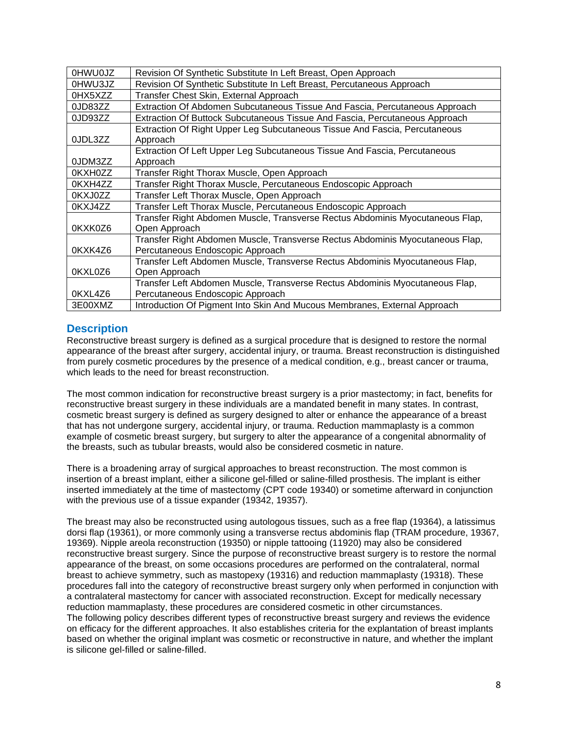| 0HWU0JZ | Revision Of Synthetic Substitute In Left Breast, Open Approach |
|---|---|
| 0HWU3JZ | Revision Of Synthetic Substitute In Left Breast, Percutaneous Approach |
| 0HX5XZZ | Transfer Chest Skin, External Approach |
| 0JD83ZZ | Extraction Of Abdomen Subcutaneous Tissue And Fascia, Percutaneous Approach |
| 0JD93ZZ | Extraction Of Buttock Subcutaneous Tissue And Fascia, Percutaneous Approach |
| 0JDL3ZZ | Extraction Of Right Upper Leg Subcutaneous Tissue And Fascia, Percutaneous Approach |
| 0JDM3ZZ | Extraction Of Left Upper Leg Subcutaneous Tissue And Fascia, Percutaneous Approach |
| 0KXH0ZZ | Transfer Right Thorax Muscle, Open Approach |
| 0KXH4ZZ | Transfer Right Thorax Muscle, Percutaneous Endoscopic Approach |
| 0KXJ0ZZ | Transfer Left Thorax Muscle, Open Approach |
| 0KXJ4ZZ | Transfer Left Thorax Muscle, Percutaneous Endoscopic Approach |
| 0KXK0Z6 | Transfer Right Abdomen Muscle, Transverse Rectus Abdominis Myocutaneous Flap, Open Approach |
| 0KXK4Z6 | Transfer Right Abdomen Muscle, Transverse Rectus Abdominis Myocutaneous Flap, Percutaneous Endoscopic Approach |
| 0KXL0Z6 | Transfer Left Abdomen Muscle, Transverse Rectus Abdominis Myocutaneous Flap, Open Approach |
| 0KXL4Z6 | Transfer Left Abdomen Muscle, Transverse Rectus Abdominis Myocutaneous Flap, Percutaneous Endoscopic Approach |
| 3E00XMZ | Introduction Of Pigment Into Skin And Mucous Membranes, External Approach |

## Description

Reconstructive breast surgery is defined as a surgical procedure that is designed to restore the normal appearance of the breast after surgery, accidental injury, or trauma. Breast reconstruction is distinguished from purely cosmetic procedures by the presence of a medical condition, e.g., breast cancer or trauma, which leads to the need for breast reconstruction.

The most common indication for reconstructive breast surgery is a prior mastectomy; in fact, benefits for reconstructive breast surgery in these individuals are a mandated benefit in many states. In contrast, cosmetic breast surgery is defined as surgery designed to alter or enhance the appearance of a breast that has not undergone surgery, accidental injury, or trauma. Reduction mammaplasty is a common example of cosmetic breast surgery, but surgery to alter the appearance of a congenital abnormality of the breasts, such as tubular breasts, would also be considered cosmetic in nature.

There is a broadening array of surgical approaches to breast reconstruction. The most common is insertion of a breast implant, either a silicone gel-filled or saline-filled prosthesis. The implant is either inserted immediately at the time of mastectomy (CPT code 19340) or sometime afterward in conjunction with the previous use of a tissue expander (19342, 19357).

The breast may also be reconstructed using autologous tissues, such as a free flap (19364), a latissimus dorsi flap (19361), or more commonly using a transverse rectus abdominis flap (TRAM procedure, 19367, 19369). Nipple areola reconstruction (19350) or nipple tattooing (11920) may also be considered reconstructive breast surgery. Since the purpose of reconstructive breast surgery is to restore the normal appearance of the breast, on some occasions procedures are performed on the contralateral, normal breast to achieve symmetry, such as mastopexy (19316) and reduction mammaplasty (19318). These procedures fall into the category of reconstructive breast surgery only when performed in conjunction with a contralateral mastectomy for cancer with associated reconstruction. Except for medically necessary reduction mammaplasty, these procedures are considered cosmetic in other circumstances.
The following policy describes different types of reconstructive breast surgery and reviews the evidence on efficacy for the different approaches. It also establishes criteria for the explantation of breast implants based on whether the original implant was cosmetic or reconstructive in nature, and whether the implant is silicone gel-filled or saline-filled.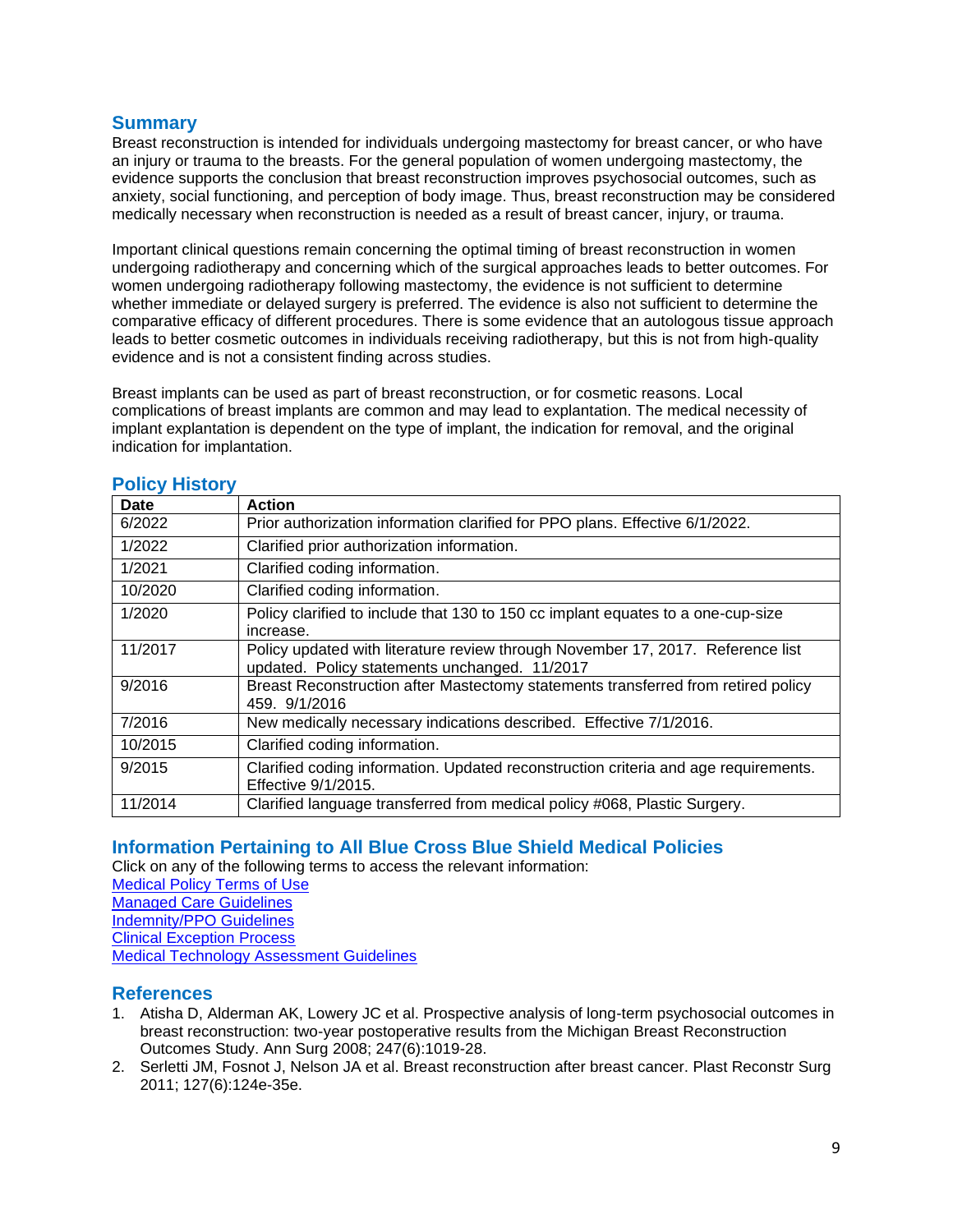## Summary

Breast reconstruction is intended for individuals undergoing mastectomy for breast cancer, or who have an injury or trauma to the breasts. For the general population of women undergoing mastectomy, the evidence supports the conclusion that breast reconstruction improves psychosocial outcomes, such as anxiety, social functioning, and perception of body image. Thus, breast reconstruction may be considered medically necessary when reconstruction is needed as a result of breast cancer, injury, or trauma.

Important clinical questions remain concerning the optimal timing of breast reconstruction in women undergoing radiotherapy and concerning which of the surgical approaches leads to better outcomes. For women undergoing radiotherapy following mastectomy, the evidence is not sufficient to determine whether immediate or delayed surgery is preferred. The evidence is also not sufficient to determine the comparative efficacy of different procedures. There is some evidence that an autologous tissue approach leads to better cosmetic outcomes in individuals receiving radiotherapy, but this is not from high-quality evidence and is not a consistent finding across studies.

Breast implants can be used as part of breast reconstruction, or for cosmetic reasons. Local complications of breast implants are common and may lead to explantation. The medical necessity of implant explantation is dependent on the type of implant, the indication for removal, and the original indication for implantation.

## Policy History

| Date | Action |
|---|---|
| 6/2022 | Prior authorization information clarified for PPO plans. Effective 6/1/2022. |
| 1/2022 | Clarified prior authorization information. |
| 1/2021 | Clarified coding information. |
| 10/2020 | Clarified coding information. |
| 1/2020 | Policy clarified to include that 130 to 150 cc implant equates to a one-cup-size increase. |
| 11/2017 | Policy updated with literature review through November 17, 2017. Reference list updated. Policy statements unchanged. 11/2017 |
| 9/2016 | Breast Reconstruction after Mastectomy statements transferred from retired policy 459. 9/1/2016 |
| 7/2016 | New medically necessary indications described. Effective 7/1/2016. |
| 10/2015 | Clarified coding information. |
| 9/2015 | Clarified coding information. Updated reconstruction criteria and age requirements. Effective 9/1/2015. |
| 11/2014 | Clarified language transferred from medical policy #068, Plastic Surgery. |

## Information Pertaining to All Blue Cross Blue Shield Medical Policies

Click on any of the following terms to access the relevant information:

Medical Policy Terms of Use
Managed Care Guidelines
Indemnity/PPO Guidelines
Clinical Exception Process
Medical Technology Assessment Guidelines

## References

1. Atisha D, Alderman AK, Lowery JC et al. Prospective analysis of long-term psychosocial outcomes in breast reconstruction: two-year postoperative results from the Michigan Breast Reconstruction Outcomes Study. Ann Surg 2008; 247(6):1019-28.
2. Serletti JM, Fosnot J, Nelson JA et al. Breast reconstruction after breast cancer. Plast Reconstr Surg 2011; 127(6):124e-35e.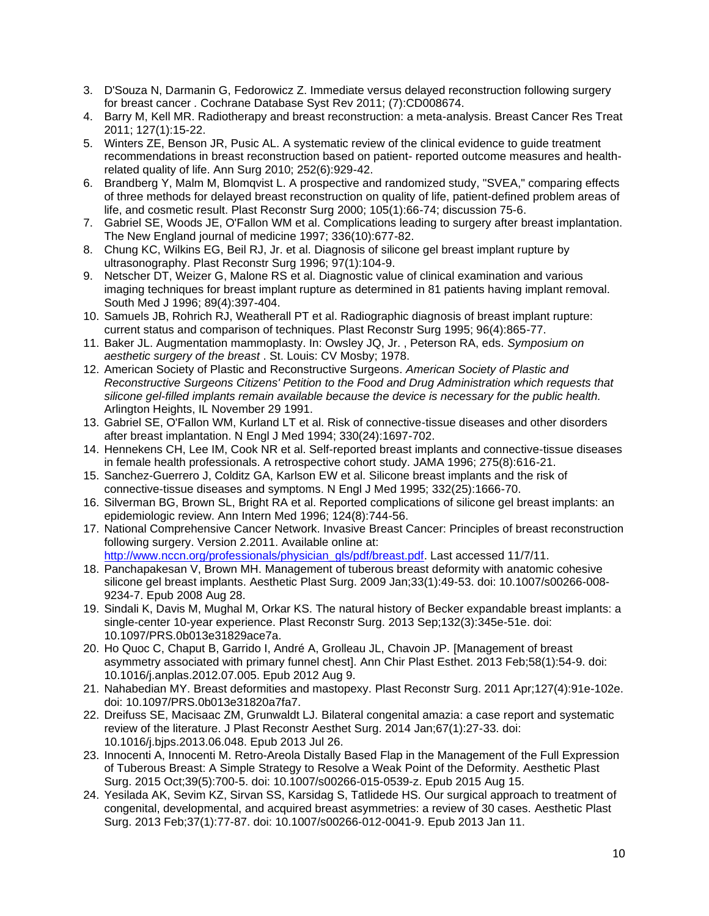3. D'Souza N, Darmanin G, Fedorowicz Z. Immediate versus delayed reconstruction following surgery for breast cancer . Cochrane Database Syst Rev 2011; (7):CD008674.
4. Barry M, Kell MR. Radiotherapy and breast reconstruction: a meta-analysis. Breast Cancer Res Treat 2011; 127(1):15-22.
5. Winters ZE, Benson JR, Pusic AL. A systematic review of the clinical evidence to guide treatment recommendations in breast reconstruction based on patient- reported outcome measures and health-related quality of life. Ann Surg 2010; 252(6):929-42.
6. Brandberg Y, Malm M, Blomqvist L. A prospective and randomized study, "SVEA," comparing effects of three methods for delayed breast reconstruction on quality of life, patient-defined problem areas of life, and cosmetic result. Plast Reconstr Surg 2000; 105(1):66-74; discussion 75-6.
7. Gabriel SE, Woods JE, O'Fallon WM et al. Complications leading to surgery after breast implantation. The New England journal of medicine 1997; 336(10):677-82.
8. Chung KC, Wilkins EG, Beil RJ, Jr. et al. Diagnosis of silicone gel breast implant rupture by ultrasonography. Plast Reconstr Surg 1996; 97(1):104-9.
9. Netscher DT, Weizer G, Malone RS et al. Diagnostic value of clinical examination and various imaging techniques for breast implant rupture as determined in 81 patients having implant removal. South Med J 1996; 89(4):397-404.
10. Samuels JB, Rohrich RJ, Weatherall PT et al. Radiographic diagnosis of breast implant rupture: current status and comparison of techniques. Plast Reconstr Surg 1995; 96(4):865-77.
11. Baker JL. Augmentation mammoplasty. In: Owsley JQ, Jr. , Peterson RA, eds. *Symposium on aesthetic surgery of the breast* . St. Louis: CV Mosby; 1978.
12. American Society of Plastic and Reconstructive Surgeons. *American Society of Plastic and Reconstructive Surgeons Citizens' Petition to the Food and Drug Administration which requests that silicone gel-filled implants remain available because the device is necessary for the public health.* Arlington Heights, IL November 29 1991.
13. Gabriel SE, O'Fallon WM, Kurland LT et al. Risk of connective-tissue diseases and other disorders after breast implantation. N Engl J Med 1994; 330(24):1697-702.
14. Hennekens CH, Lee IM, Cook NR et al. Self-reported breast implants and connective-tissue diseases in female health professionals. A retrospective cohort study. JAMA 1996; 275(8):616-21.
15. Sanchez-Guerrero J, Colditz GA, Karlson EW et al. Silicone breast implants and the risk of connective-tissue diseases and symptoms. N Engl J Med 1995; 332(25):1666-70.
16. Silverman BG, Brown SL, Bright RA et al. Reported complications of silicone gel breast implants: an epidemiologic review. Ann Intern Med 1996; 124(8):744-56.
17. National Comprehensive Cancer Network. Invasive Breast Cancer: Principles of breast reconstruction following surgery. Version 2.2011. Available online at: http://www.nccn.org/professionals/physician_gls/pdf/breast.pdf. Last accessed 11/7/11.
18. Panchapakesan V, Brown MH. Management of tuberous breast deformity with anatomic cohesive silicone gel breast implants. Aesthetic Plast Surg. 2009 Jan;33(1):49-53. doi: 10.1007/s00266-008-9234-7. Epub 2008 Aug 28.
19. Sindali K, Davis M, Mughal M, Orkar KS. The natural history of Becker expandable breast implants: a single-center 10-year experience. Plast Reconstr Surg. 2013 Sep;132(3):345e-51e. doi: 10.1097/PRS.0b013e31829ace7a.
20. Ho Quoc C, Chaput B, Garrido I, André A, Grolleau JL, Chavoin JP. [Management of breast asymmetry associated with primary funnel chest]. Ann Chir Plast Esthet. 2013 Feb;58(1):54-9. doi: 10.1016/j.anplas.2012.07.005. Epub 2012 Aug 9.
21. Nahabedian MY. Breast deformities and mastopexy. Plast Reconstr Surg. 2011 Apr;127(4):91e-102e. doi: 10.1097/PRS.0b013e31820a7fa7.
22. Dreifuss SE, Macisaac ZM, Grunwaldt LJ. Bilateral congenital amazia: a case report and systematic review of the literature. J Plast Reconstr Aesthet Surg. 2014 Jan;67(1):27-33. doi: 10.1016/j.bjps.2013.06.048. Epub 2013 Jul 26.
23. Innocenti A, Innocenti M. Retro-Areola Distally Based Flap in the Management of the Full Expression of Tuberous Breast: A Simple Strategy to Resolve a Weak Point of the Deformity. Aesthetic Plast Surg. 2015 Oct;39(5):700-5. doi: 10.1007/s00266-015-0539-z. Epub 2015 Aug 15.
24. Yesilada AK, Sevim KZ, Sirvan SS, Karsidag S, Tatlidede HS. Our surgical approach to treatment of congenital, developmental, and acquired breast asymmetries: a review of 30 cases. Aesthetic Plast Surg. 2013 Feb;37(1):77-87. doi: 10.1007/s00266-012-0041-9. Epub 2013 Jan 11.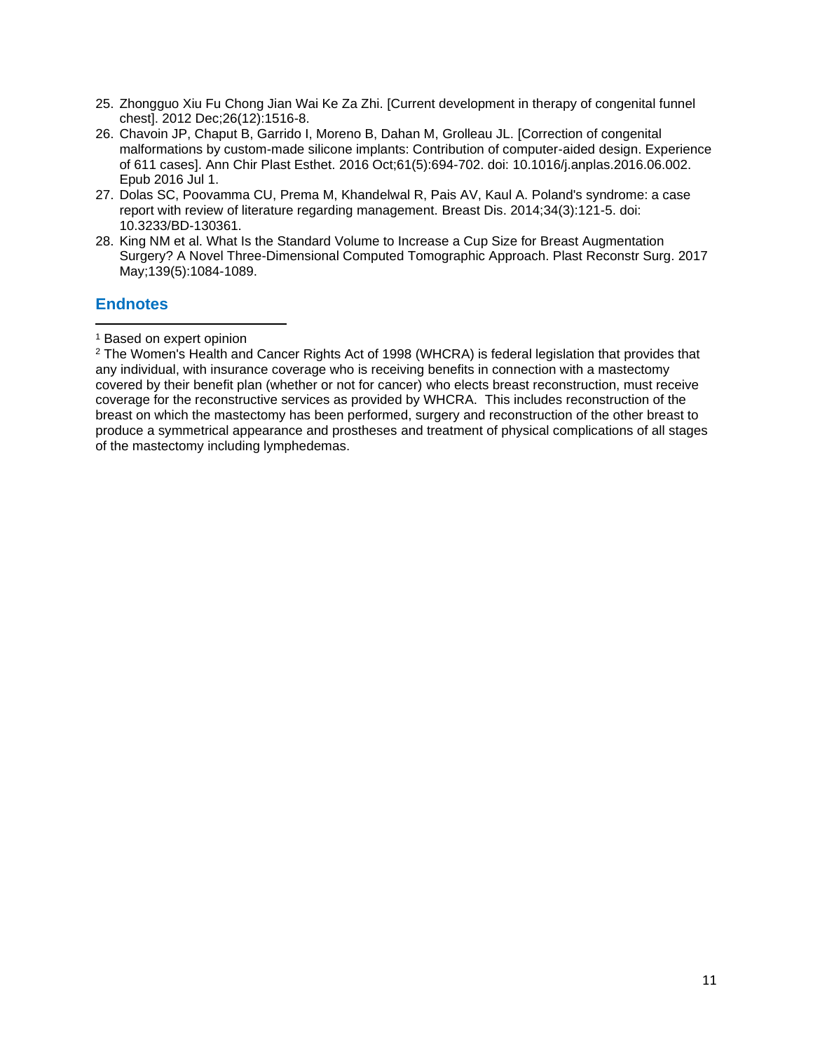25. Zhongguo Xiu Fu Chong Jian Wai Ke Za Zhi. [Current development in therapy of congenital funnel chest]. 2012 Dec;26(12):1516-8.
26. Chavoin JP, Chaput B, Garrido I, Moreno B, Dahan M, Grolleau JL. [Correction of congenital malformations by custom-made silicone implants: Contribution of computer-aided design. Experience of 611 cases]. Ann Chir Plast Esthet. 2016 Oct;61(5):694-702. doi: 10.1016/j.anplas.2016.06.002. Epub 2016 Jul 1.
27. Dolas SC, Poovamma CU, Prema M, Khandelwal R, Pais AV, Kaul A. Poland's syndrome: a case report with review of literature regarding management. Breast Dis. 2014;34(3):121-5. doi: 10.3233/BD-130361.
28. King NM et al. What Is the Standard Volume to Increase a Cup Size for Breast Augmentation Surgery? A Novel Three-Dimensional Computed Tomographic Approach. Plast Reconstr Surg. 2017 May;139(5):1084-1089.

## Endnotes

[1] Based on expert opinion

[2] The Women's Health and Cancer Rights Act of 1998 (WHCRA) is federal legislation that provides that any individual, with insurance coverage who is receiving benefits in connection with a mastectomy covered by their benefit plan (whether or not for cancer) who elects breast reconstruction, must receive coverage for the reconstructive services as provided by WHCRA. This includes reconstruction of the breast on which the mastectomy has been performed, surgery and reconstruction of the other breast to produce a symmetrical appearance and prostheses and treatment of physical complications of all stages of the mastectomy including lymphedemas.